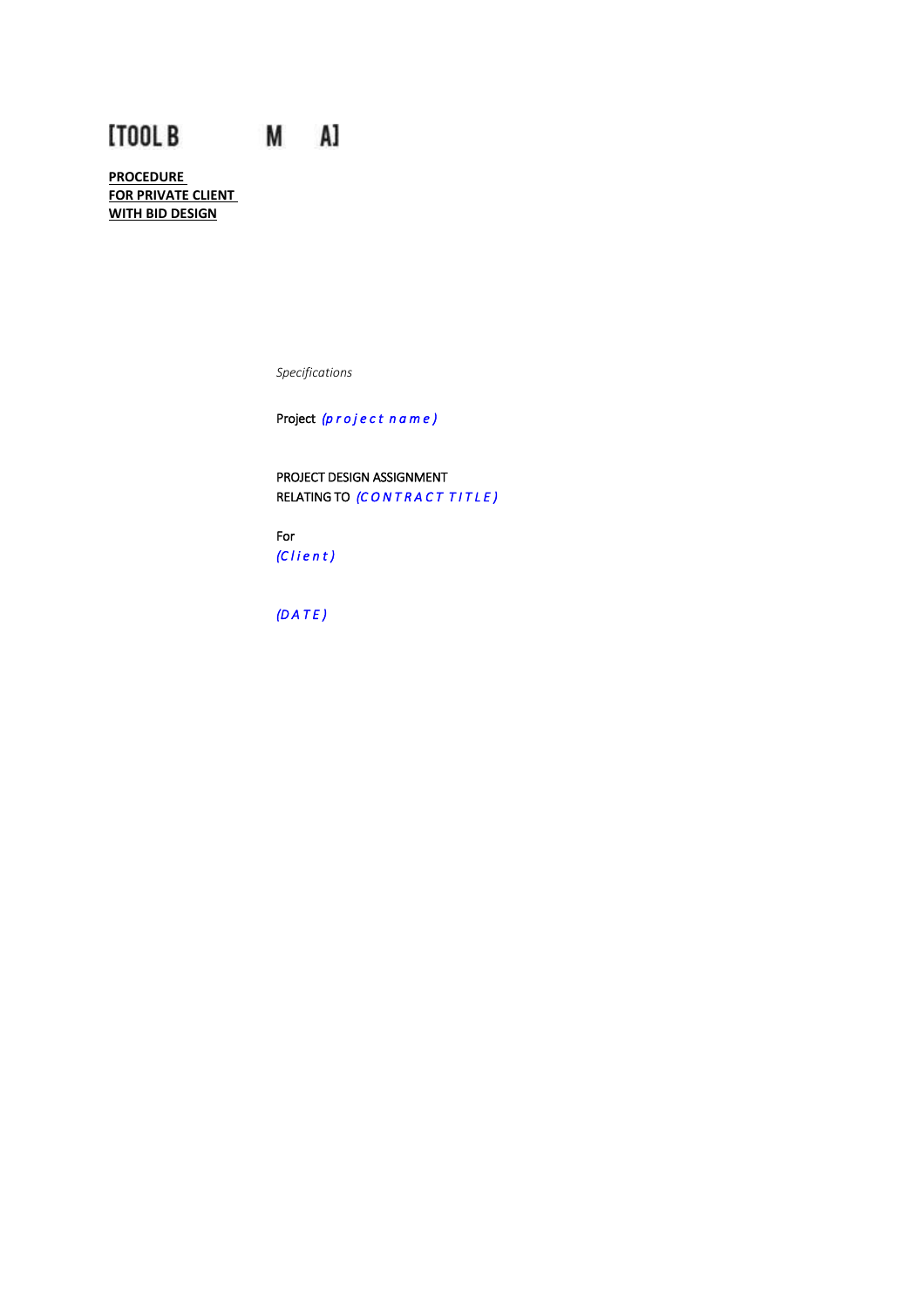[TOOL B M A]

**PROCEDURE**
**FOR PRIVATE CLIENT**
**WITH BID DESIGN**

*Specifications*

Project *(p r o j e c t n a m e )*

PROJECT DESIGN ASSIGNMENT
RELATING TO *(C O N T R A C T T I T L E )*

For
*(C l i e n t )*

*(D A T E )*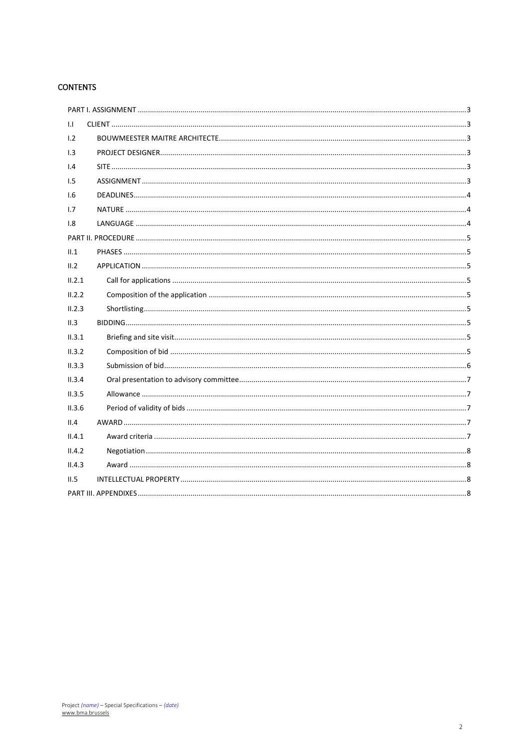## CONTENTS

PART I. ASSIGNMENT ..................................................................................................3

I.I CLIENT ..................................................................................................3

I.2 BOUWMEESTER MAITRE ARCHITECTE..................................................................................................3

I.3 PROJECT DESIGNER..................................................................................................3

I.4 SITE ..................................................................................................3

I.5 ASSIGNMENT ..................................................................................................3

I.6 DEADLINES..................................................................................................4

I.7 NATURE ..................................................................................................4

I.8 LANGUAGE ..................................................................................................4

PART II. PROCEDURE ..................................................................................................5

II.1 PHASES ..................................................................................................5

II.2 APPLICATION ..................................................................................................5

II.2.1 Call for applications ..................................................................................................5

II.2.2 Composition of the application ..................................................................................................5

II.2.3 Shortlisting..................................................................................................5

II.3 BIDDING..................................................................................................5

II.3.1 Briefing and site visit..................................................................................................5

II.3.2 Composition of bid ..................................................................................................5

II.3.3 Submission of bid..................................................................................................6

II.3.4 Oral presentation to advisory committee..................................................................................................7

II.3.5 Allowance ..................................................................................................7

II.3.6 Period of validity of bids ..................................................................................................7

II.4 AWARD ..................................................................................................7

II.4.1 Award criteria ..................................................................................................7

II.4.2 Negotiation ..................................................................................................8

II.4.3 Award ..................................................................................................8

II.5 INTELLECTUAL PROPERTY ..................................................................................................8

PART III. APPENDIXES ..................................................................................................8

Project *(name)* – Special Specifications – *(date)*
www.bma.brussels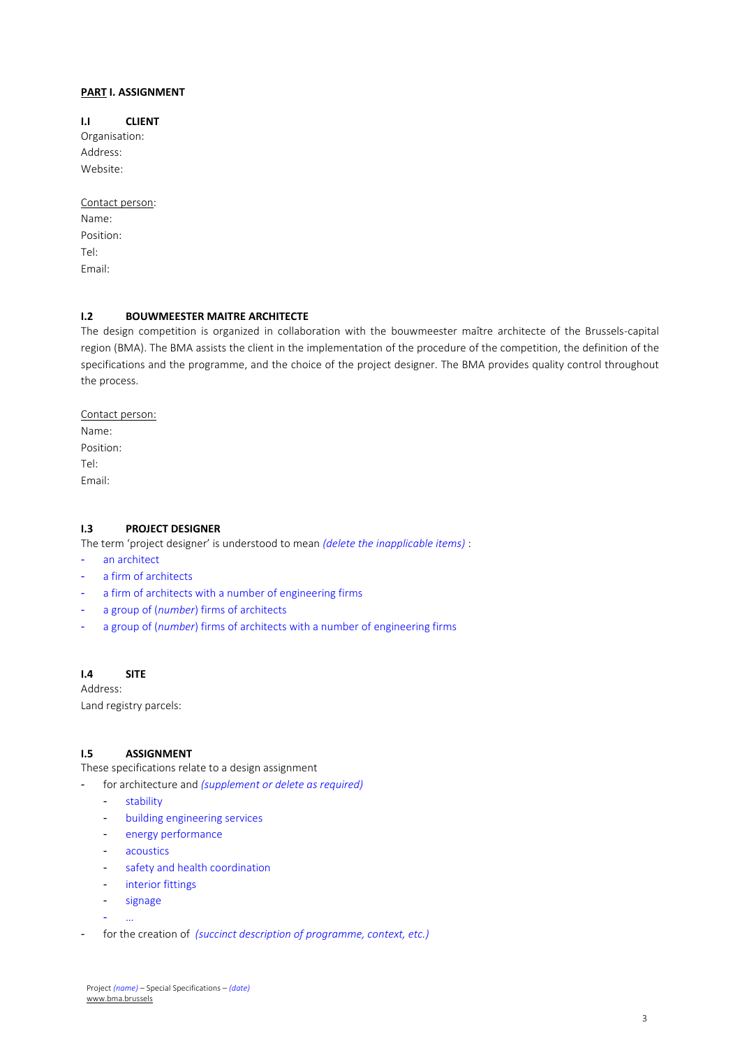**<u>PART</u> I. ASSIGNMENT**

**I.I CLIENT**

Organisation:
Address:
Website:

<u>Contact person</u>:
Name:
Position:
Tel:
Email:

**I.2 BOUWMEESTER MAITRE ARCHITECTE**

The design competition is organized in collaboration with the bouwmeester maître architecte of the Brussels-capital region (BMA). The BMA assists the client in the implementation of the procedure of the competition, the definition of the specifications and the programme, and the choice of the project designer. The BMA provides quality control throughout the process.

<u>Contact person:</u>
Name:
Position:
Tel:
Email:

**I.3 PROJECT DESIGNER**

The term 'project designer' is understood to mean *(delete the inapplicable items)* :

- an architect
- a firm of architects
- a firm of architects with a number of engineering firms
- a group of (*number*) firms of architects
- a group of (*number*) firms of architects with a number of engineering firms

**I.4 SITE**

Address:
Land registry parcels:

**I.5 ASSIGNMENT**

These specifications relate to a design assignment

- for architecture and *(supplement or delete as required)*
  - stability
  - building engineering services
  - energy performance
  - acoustics
  - safety and health coordination
  - interior fittings
  - signage
  - ...
- for the creation of *(succinct description of programme, context, etc.)*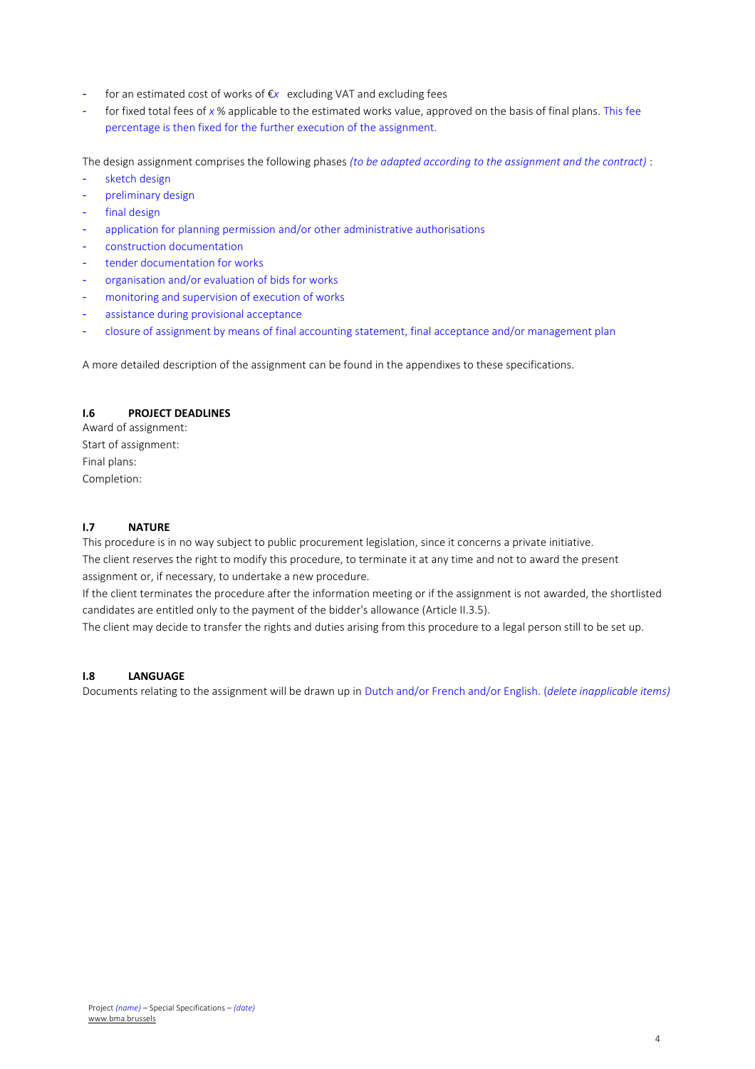- for an estimated cost of works of €*x* excluding VAT and excluding fees
- for fixed total fees of *x* % applicable to the estimated works value, approved on the basis of final plans. This fee percentage is then fixed for the further execution of the assignment.

The design assignment comprises the following phases *(to be adapted according to the assignment and the contract)* :

- sketch design
- preliminary design
- final design
- application for planning permission and/or other administrative authorisations
- construction documentation
- tender documentation for works
- organisation and/or evaluation of bids for works
- monitoring and supervision of execution of works
- assistance during provisional acceptance
- closure of assignment by means of final accounting statement, final acceptance and/or management plan

A more detailed description of the assignment can be found in the appendixes to these specifications.

### I.6 PROJECT DEADLINES

Award of assignment:
Start of assignment:
Final plans:
Completion:

### I.7 NATURE

This procedure is in no way subject to public procurement legislation, since it concerns a private initiative.
The client reserves the right to modify this procedure, to terminate it at any time and not to award the present assignment or, if necessary, to undertake a new procedure.
If the client terminates the procedure after the information meeting or if the assignment is not awarded, the shortlisted candidates are entitled only to the payment of the bidder's allowance (Article II.3.5).
The client may decide to transfer the rights and duties arising from this procedure to a legal person still to be set up.

### I.8 LANGUAGE

Documents relating to the assignment will be drawn up in Dutch and/or French and/or English. (*delete inapplicable items)*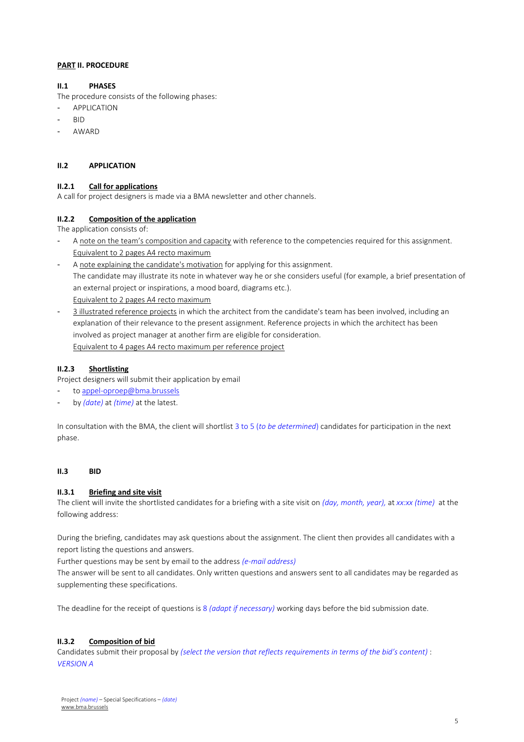## **PART II. PROCEDURE**

### II.1 PHASES

The procedure consists of the following phases:

- APPLICATION
- BID
- AWARD

### II.2 APPLICATION

#### II.2.1 Call for applications

A call for project designers is made via a BMA newsletter and other channels.

#### II.2.2 Composition of the application

The application consists of:

- A note on the team's composition and capacity with reference to the competencies required for this assignment.
  Equivalent to 2 pages A4 recto maximum
- A note explaining the candidate's motivation for applying for this assignment.
  The candidate may illustrate its note in whatever way he or she considers useful (for example, a brief presentation of an external project or inspirations, a mood board, diagrams etc.).
  Equivalent to 2 pages A4 recto maximum
- 3 illustrated reference projects in which the architect from the candidate's team has been involved, including an explanation of their relevance to the present assignment. Reference projects in which the architect has been involved as project manager at another firm are eligible for consideration.
  Equivalent to 4 pages A4 recto maximum per reference project

#### II.2.3 Shortlisting

Project designers will submit their application by email

- to appel-oproep@bma.brussels
- by *(date)* at *(time)* at the latest.

In consultation with the BMA, the client will shortlist 3 to 5 (*to be determined*) candidates for participation in the next phase.

### II.3 BID

#### II.3.1 Briefing and site visit

The client will invite the shortlisted candidates for a briefing with a site visit on *(day, month, year),* at *xx:xx (time)* at the following address:

During the briefing, candidates may ask questions about the assignment. The client then provides all candidates with a report listing the questions and answers.
Further questions may be sent by email to the address *(e-mail address)*
The answer will be sent to all candidates. Only written questions and answers sent to all candidates may be regarded as supplementing these specifications.

The deadline for the receipt of questions is 8 *(adapt if necessary)* working days before the bid submission date.

#### II.3.2 Composition of bid

Candidates submit their proposal by *(select the version that reflects requirements in terms of the bid's content)* :
*VERSION A*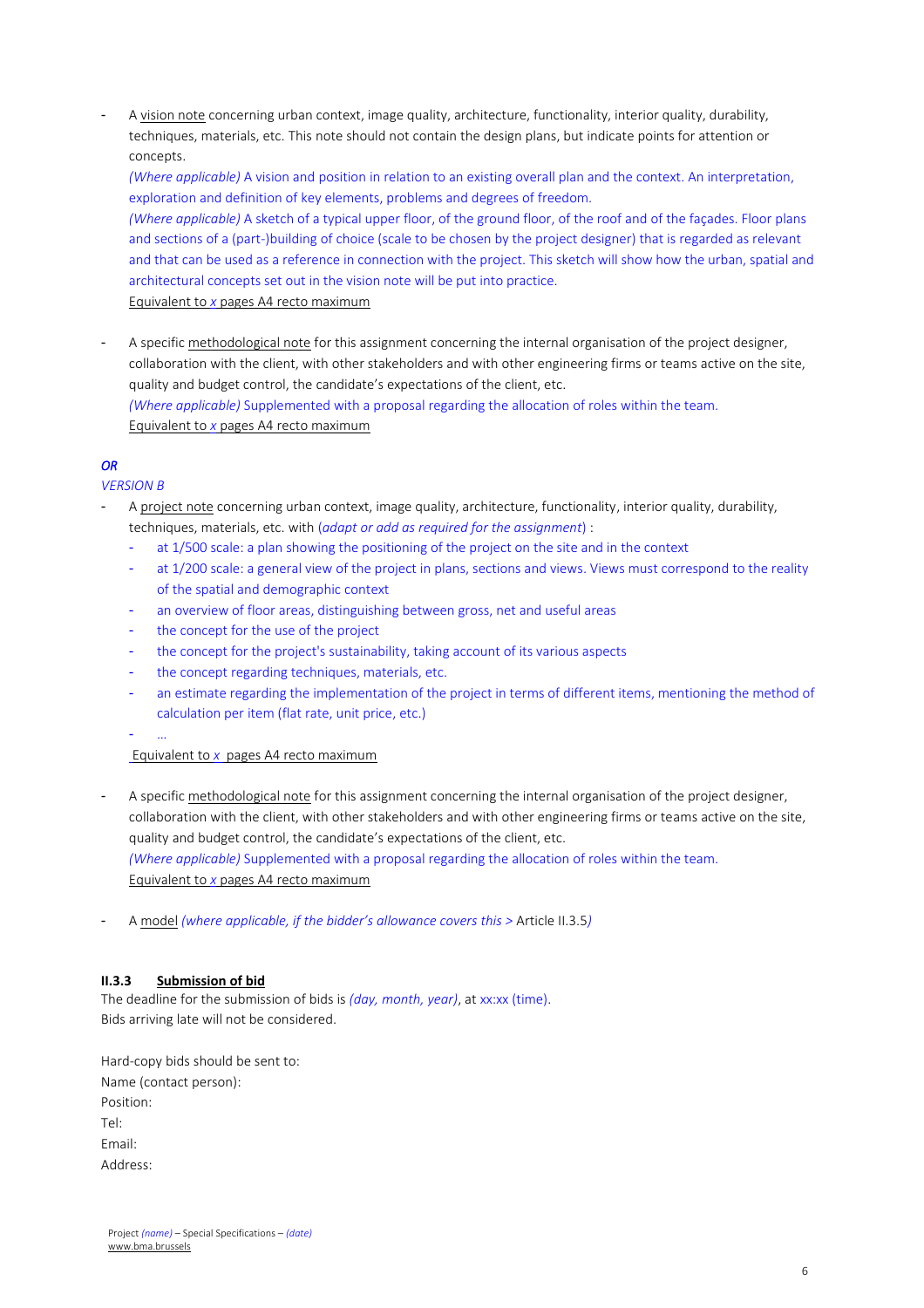- A vision note concerning urban context, image quality, architecture, functionality, interior quality, durability, techniques, materials, etc. This note should not contain the design plans, but indicate points for attention or concepts.
  *(Where applicable)* A vision and position in relation to an existing overall plan and the context. An interpretation, exploration and definition of key elements, problems and degrees of freedom.
  *(Where applicable)* A sketch of a typical upper floor, of the ground floor, of the roof and of the façades. Floor plans and sections of a (part-)building of choice (scale to be chosen by the project designer) that is regarded as relevant and that can be used as a reference in connection with the project. This sketch will show how the urban, spatial and architectural concepts set out in the vision note will be put into practice.
  Equivalent to *x* pages A4 recto maximum

- A specific methodological note for this assignment concerning the internal organisation of the project designer, collaboration with the client, with other stakeholders and with other engineering firms or teams active on the site, quality and budget control, the candidate's expectations of the client, etc.
  *(Where applicable)* Supplemented with a proposal regarding the allocation of roles within the team.
  Equivalent to *x* pages A4 recto maximum

***OR***

*VERSION B*

- A project note concerning urban context, image quality, architecture, functionality, interior quality, durability, techniques, materials, etc. with (*adapt or add as required for the assignment*) :
  - at 1/500 scale: a plan showing the positioning of the project on the site and in the context
  - at 1/200 scale: a general view of the project in plans, sections and views. Views must correspond to the reality of the spatial and demographic context
  - an overview of floor areas, distinguishing between gross, net and useful areas
  - the concept for the use of the project
  - the concept for the project's sustainability, taking account of its various aspects
  - the concept regarding techniques, materials, etc.
  - an estimate regarding the implementation of the project in terms of different items, mentioning the method of calculation per item (flat rate, unit price, etc.)
  - …

  Equivalent to *x* pages A4 recto maximum

- A specific methodological note for this assignment concerning the internal organisation of the project designer, collaboration with the client, with other stakeholders and with other engineering firms or teams active on the site, quality and budget control, the candidate's expectations of the client, etc.
  *(Where applicable)* Supplemented with a proposal regarding the allocation of roles within the team.
  Equivalent to *x* pages A4 recto maximum

- A model *(where applicable, if the bidder's allowance covers this >* Article II.3.5*)*

### II.3.3 Submission of bid

The deadline for the submission of bids is *(day, month, year)*, at xx:xx (time).
Bids arriving late will not be considered.

Hard-copy bids should be sent to:
Name (contact person):
Position:
Tel:
Email:
Address: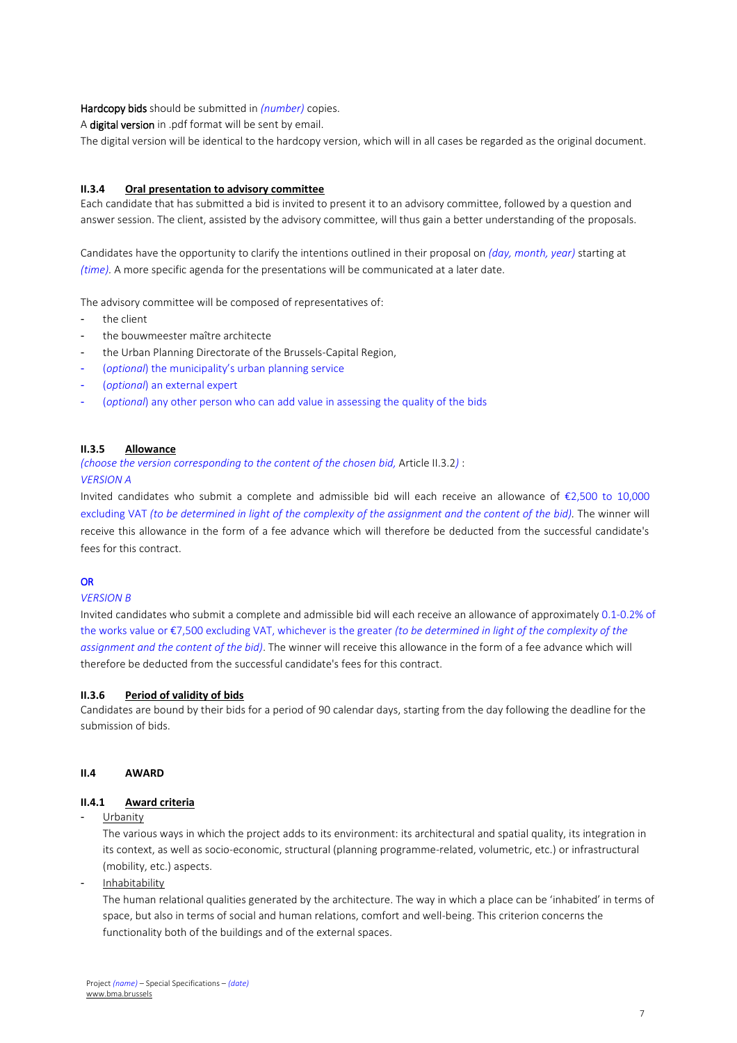**Hardcopy bids** should be submitted in *(number)* copies.

A **digital version** in .pdf format will be sent by email.

The digital version will be identical to the hardcopy version, which will in all cases be regarded as the original document.

### II.3.4 Oral presentation to advisory committee

Each candidate that has submitted a bid is invited to present it to an advisory committee, followed by a question and answer session. The client, assisted by the advisory committee, will thus gain a better understanding of the proposals.

Candidates have the opportunity to clarify the intentions outlined in their proposal on *(day, month, year)* starting at *(time)*. A more specific agenda for the presentations will be communicated at a later date.

The advisory committee will be composed of representatives of:

- the client
- the bouwmeester maître architecte
- the Urban Planning Directorate of the Brussels-Capital Region,
- (*optional*) the municipality's urban planning service
- (*optional*) an external expert
- (*optional*) any other person who can add value in assessing the quality of the bids

### II.3.5 Allowance

*(choose the version corresponding to the content of the chosen bid,* Article II.3.2*)* :

*VERSION A*

Invited candidates who submit a complete and admissible bid will each receive an allowance of €2,500 to 10,000 excluding VAT *(to be determined in light of the complexity of the assignment and the content of the bid)*. The winner will receive this allowance in the form of a fee advance which will therefore be deducted from the successful candidate's fees for this contract.

**OR**

*VERSION B*

Invited candidates who submit a complete and admissible bid will each receive an allowance of approximately 0.1-0.2% of the works value or €7,500 excluding VAT, whichever is the greater *(to be determined in light of the complexity of the assignment and the content of the bid)*. The winner will receive this allowance in the form of a fee advance which will therefore be deducted from the successful candidate's fees for this contract.

### II.3.6 Period of validity of bids

Candidates are bound by their bids for a period of 90 calendar days, starting from the day following the deadline for the submission of bids.

## II.4 AWARD

### II.4.1 Award criteria

- Urbanity

  The various ways in which the project adds to its environment: its architectural and spatial quality, its integration in its context, as well as socio-economic, structural (planning programme-related, volumetric, etc.) or infrastructural (mobility, etc.) aspects.

- Inhabitability

  The human relational qualities generated by the architecture. The way in which a place can be 'inhabited' in terms of space, but also in terms of social and human relations, comfort and well-being. This criterion concerns the functionality both of the buildings and of the external spaces.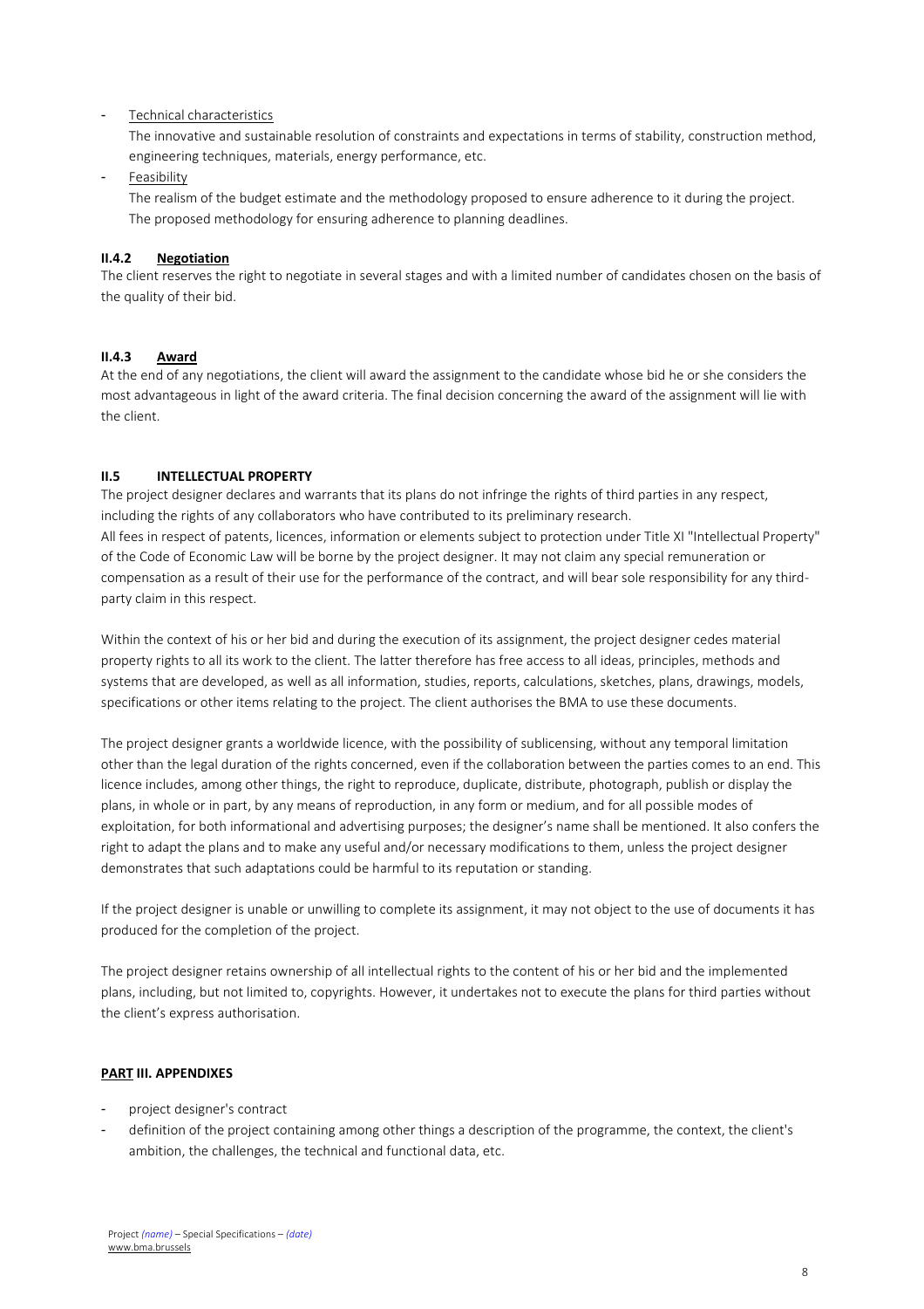- <u>Technical characteristics</u>

  The innovative and sustainable resolution of constraints and expectations in terms of stability, construction method, engineering techniques, materials, energy performance, etc.
- <u>Feasibility</u>

  The realism of the budget estimate and the methodology proposed to ensure adherence to it during the project. The proposed methodology for ensuring adherence to planning deadlines.

#### II.4.2 Negotiation

The client reserves the right to negotiate in several stages and with a limited number of candidates chosen on the basis of the quality of their bid.

#### II.4.3 Award

At the end of any negotiations, the client will award the assignment to the candidate whose bid he or she considers the most advantageous in light of the award criteria. The final decision concerning the award of the assignment will lie with the client.

### II.5 INTELLECTUAL PROPERTY

The project designer declares and warrants that its plans do not infringe the rights of third parties in any respect, including the rights of any collaborators who have contributed to its preliminary research.

All fees in respect of patents, licences, information or elements subject to protection under Title XI "Intellectual Property" of the Code of Economic Law will be borne by the project designer. It may not claim any special remuneration or compensation as a result of their use for the performance of the contract, and will bear sole responsibility for any third-party claim in this respect.

Within the context of his or her bid and during the execution of its assignment, the project designer cedes material property rights to all its work to the client. The latter therefore has free access to all ideas, principles, methods and systems that are developed, as well as all information, studies, reports, calculations, sketches, plans, drawings, models, specifications or other items relating to the project. The client authorises the BMA to use these documents.

The project designer grants a worldwide licence, with the possibility of sublicensing, without any temporal limitation other than the legal duration of the rights concerned, even if the collaboration between the parties comes to an end. This licence includes, among other things, the right to reproduce, duplicate, distribute, photograph, publish or display the plans, in whole or in part, by any means of reproduction, in any form or medium, and for all possible modes of exploitation, for both informational and advertising purposes; the designer's name shall be mentioned. It also confers the right to adapt the plans and to make any useful and/or necessary modifications to them, unless the project designer demonstrates that such adaptations could be harmful to its reputation or standing.

If the project designer is unable or unwilling to complete its assignment, it may not object to the use of documents it has produced for the completion of the project.

The project designer retains ownership of all intellectual rights to the content of his or her bid and the implemented plans, including, but not limited to, copyrights. However, it undertakes not to execute the plans for third parties without the client's express authorisation.

## PART III. APPENDIXES

- project designer's contract
- definition of the project containing among other things a description of the programme, the context, the client's ambition, the challenges, the technical and functional data, etc.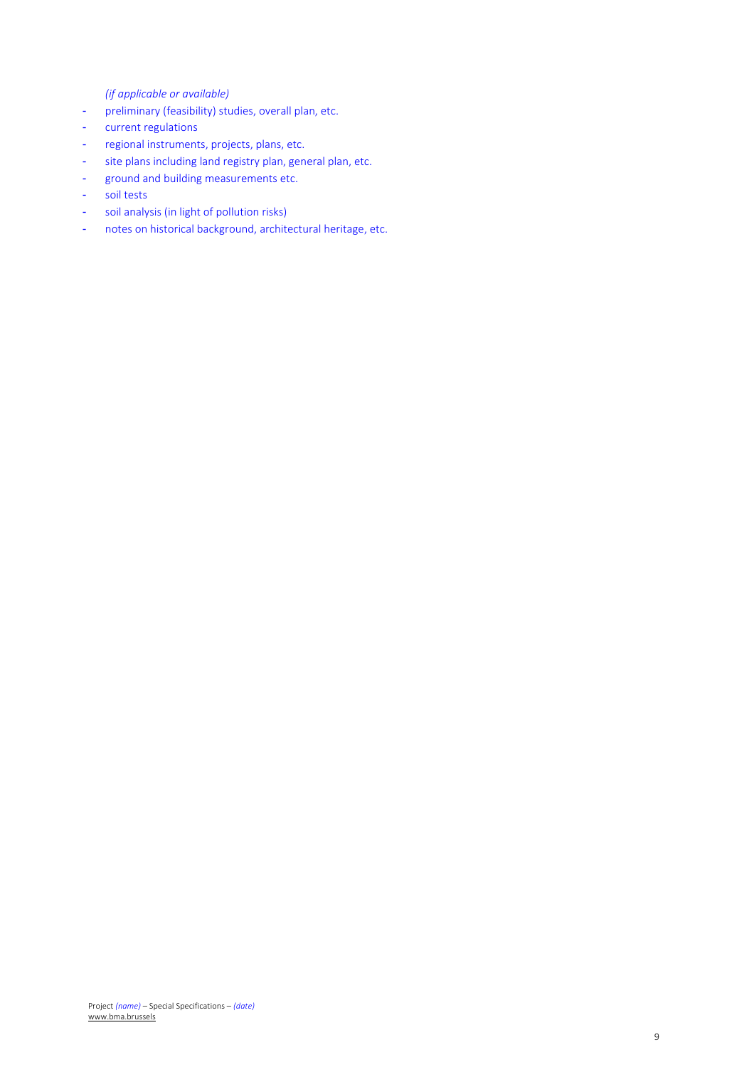*(if applicable or available)*

- preliminary (feasibility) studies, overall plan, etc.
- current regulations
- regional instruments, projects, plans, etc.
- site plans including land registry plan, general plan, etc.
- ground and building measurements etc.
- soil tests
- soil analysis (in light of pollution risks)
- notes on historical background, architectural heritage, etc.